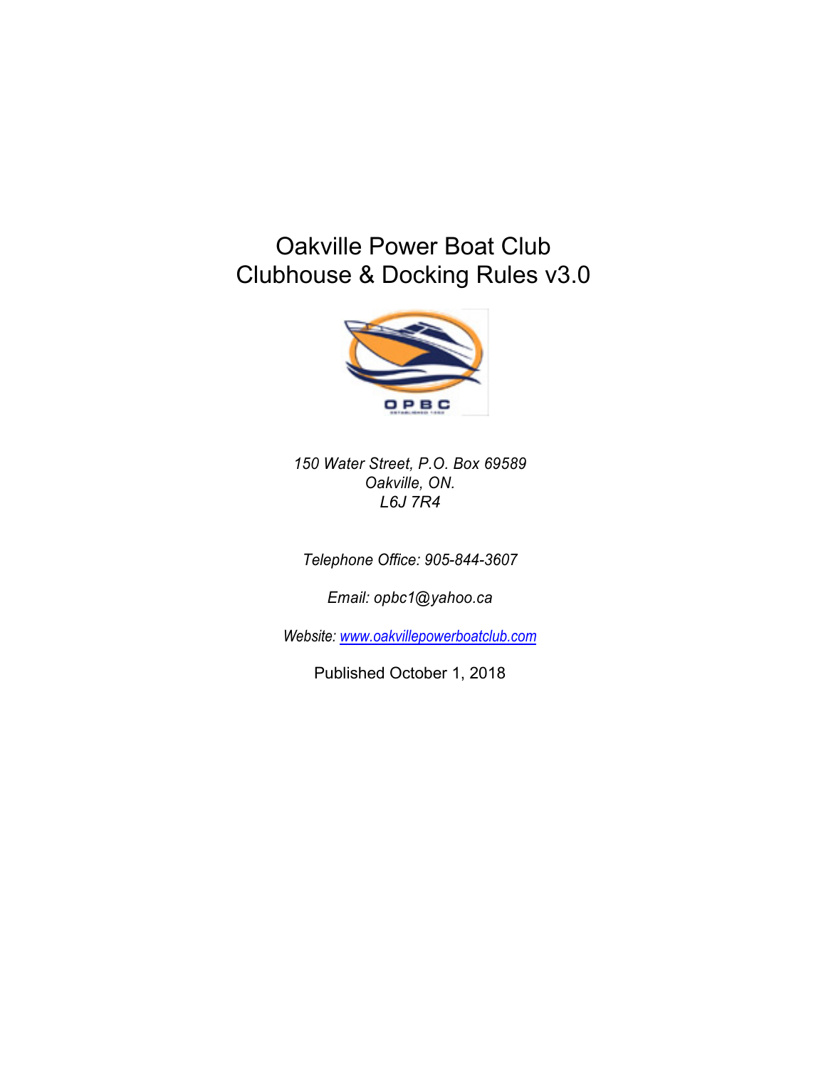# Oakville Power Boat Club
# Clubhouse & Docking Rules v3.0

*150 Water Street, P.O. Box 69589*
*Oakville, ON.*
*L6J 7R4*

*Telephone Office: 905-844-3607*

*Email: opbc1@yahoo.ca*

*Website: [www.oakvillepowerboatclub.com](http://www.oakvillepowerboatclub.com)*

Published October 1, 2018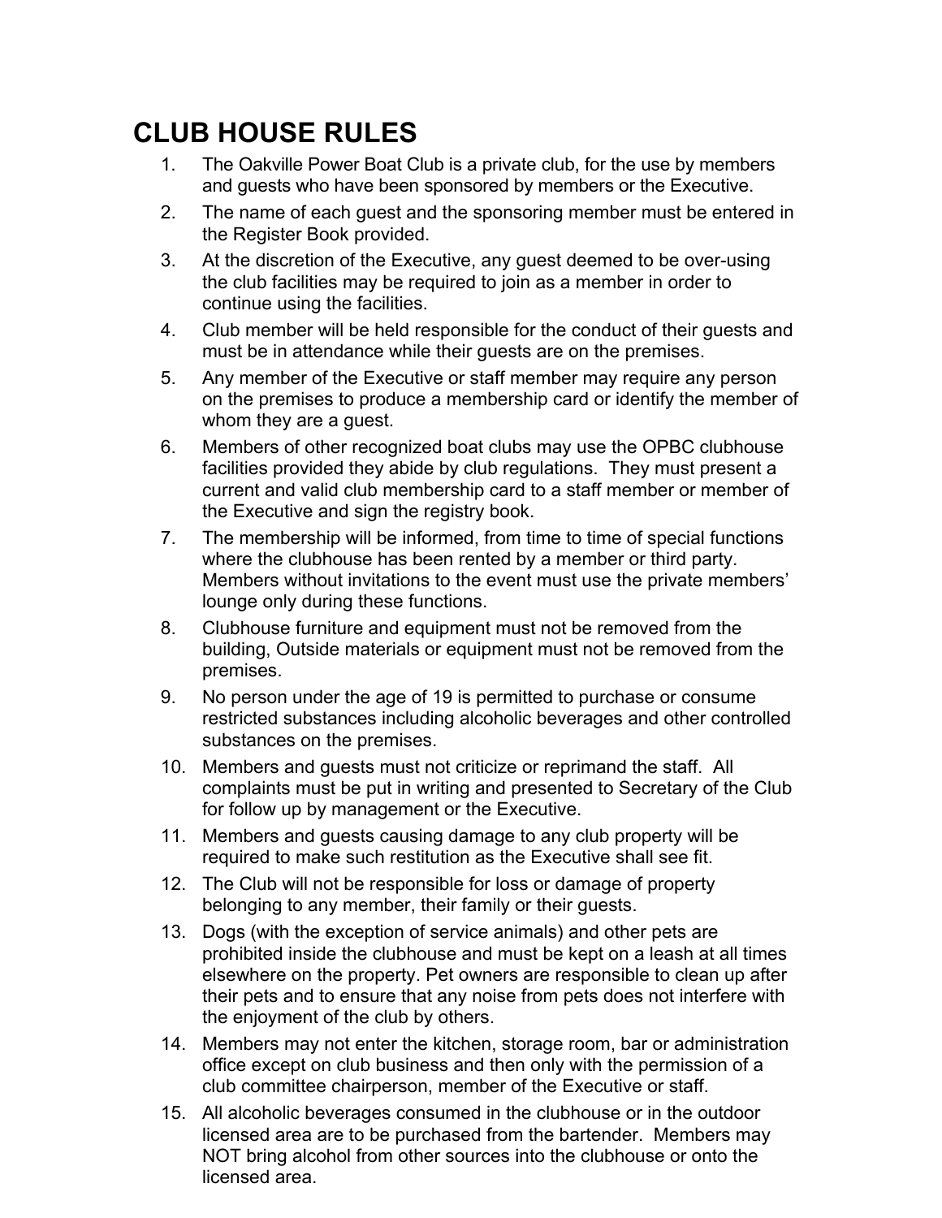# CLUB HOUSE RULES

1. The Oakville Power Boat Club is a private club, for the use by members and guests who have been sponsored by members or the Executive.
2. The name of each guest and the sponsoring member must be entered in the Register Book provided.
3. At the discretion of the Executive, any guest deemed to be over-using the club facilities may be required to join as a member in order to continue using the facilities.
4. Club member will be held responsible for the conduct of their guests and must be in attendance while their guests are on the premises.
5. Any member of the Executive or staff member may require any person on the premises to produce a membership card or identify the member of whom they are a guest.
6. Members of other recognized boat clubs may use the OPBC clubhouse facilities provided they abide by club regulations. They must present a current and valid club membership card to a staff member or member of the Executive and sign the registry book.
7. The membership will be informed, from time to time of special functions where the clubhouse has been rented by a member or third party. Members without invitations to the event must use the private members' lounge only during these functions.
8. Clubhouse furniture and equipment must not be removed from the building, Outside materials or equipment must not be removed from the premises.
9. No person under the age of 19 is permitted to purchase or consume restricted substances including alcoholic beverages and other controlled substances on the premises.
10. Members and guests must not criticize or reprimand the staff. All complaints must be put in writing and presented to Secretary of the Club for follow up by management or the Executive.
11. Members and guests causing damage to any club property will be required to make such restitution as the Executive shall see fit.
12. The Club will not be responsible for loss or damage of property belonging to any member, their family or their guests.
13. Dogs (with the exception of service animals) and other pets are prohibited inside the clubhouse and must be kept on a leash at all times elsewhere on the property. Pet owners are responsible to clean up after their pets and to ensure that any noise from pets does not interfere with the enjoyment of the club by others.
14. Members may not enter the kitchen, storage room, bar or administration office except on club business and then only with the permission of a club committee chairperson, member of the Executive or staff.
15. All alcoholic beverages consumed in the clubhouse or in the outdoor licensed area are to be purchased from the bartender. Members may NOT bring alcohol from other sources into the clubhouse or onto the licensed area.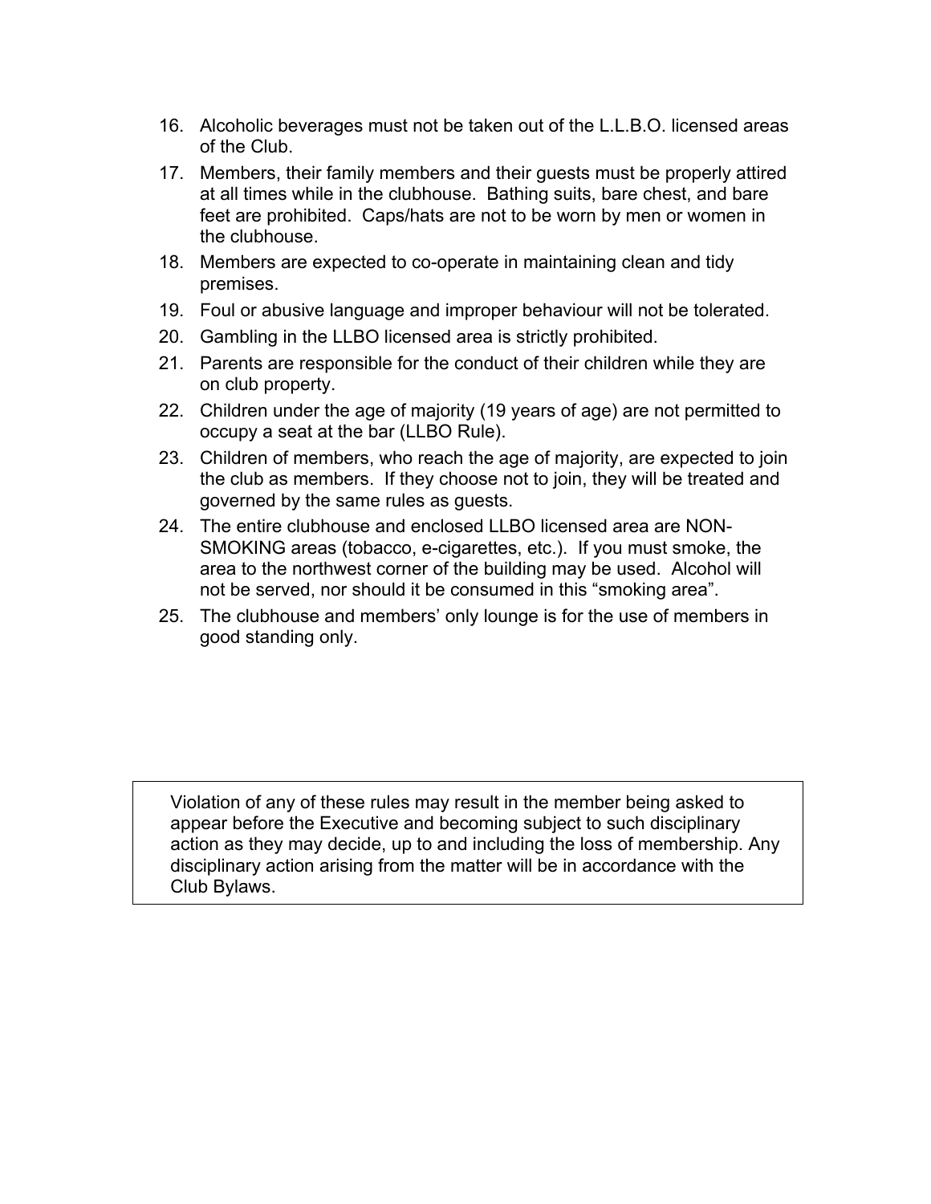16. Alcoholic beverages must not be taken out of the L.L.B.O. licensed areas of the Club.
17. Members, their family members and their guests must be properly attired at all times while in the clubhouse. Bathing suits, bare chest, and bare feet are prohibited. Caps/hats are not to be worn by men or women in the clubhouse.
18. Members are expected to co-operate in maintaining clean and tidy premises.
19. Foul or abusive language and improper behaviour will not be tolerated.
20. Gambling in the LLBO licensed area is strictly prohibited.
21. Parents are responsible for the conduct of their children while they are on club property.
22. Children under the age of majority (19 years of age) are not permitted to occupy a seat at the bar (LLBO Rule).
23. Children of members, who reach the age of majority, are expected to join the club as members. If they choose not to join, they will be treated and governed by the same rules as guests.
24. The entire clubhouse and enclosed LLBO licensed area are NON-SMOKING areas (tobacco, e-cigarettes, etc.). If you must smoke, the area to the northwest corner of the building may be used. Alcohol will not be served, nor should it be consumed in this "smoking area".
25. The clubhouse and members' only lounge is for the use of members in good standing only.

> Violation of any of these rules may result in the member being asked to appear before the Executive and becoming subject to such disciplinary action as they may decide, up to and including the loss of membership. Any disciplinary action arising from the matter will be in accordance with the Club Bylaws.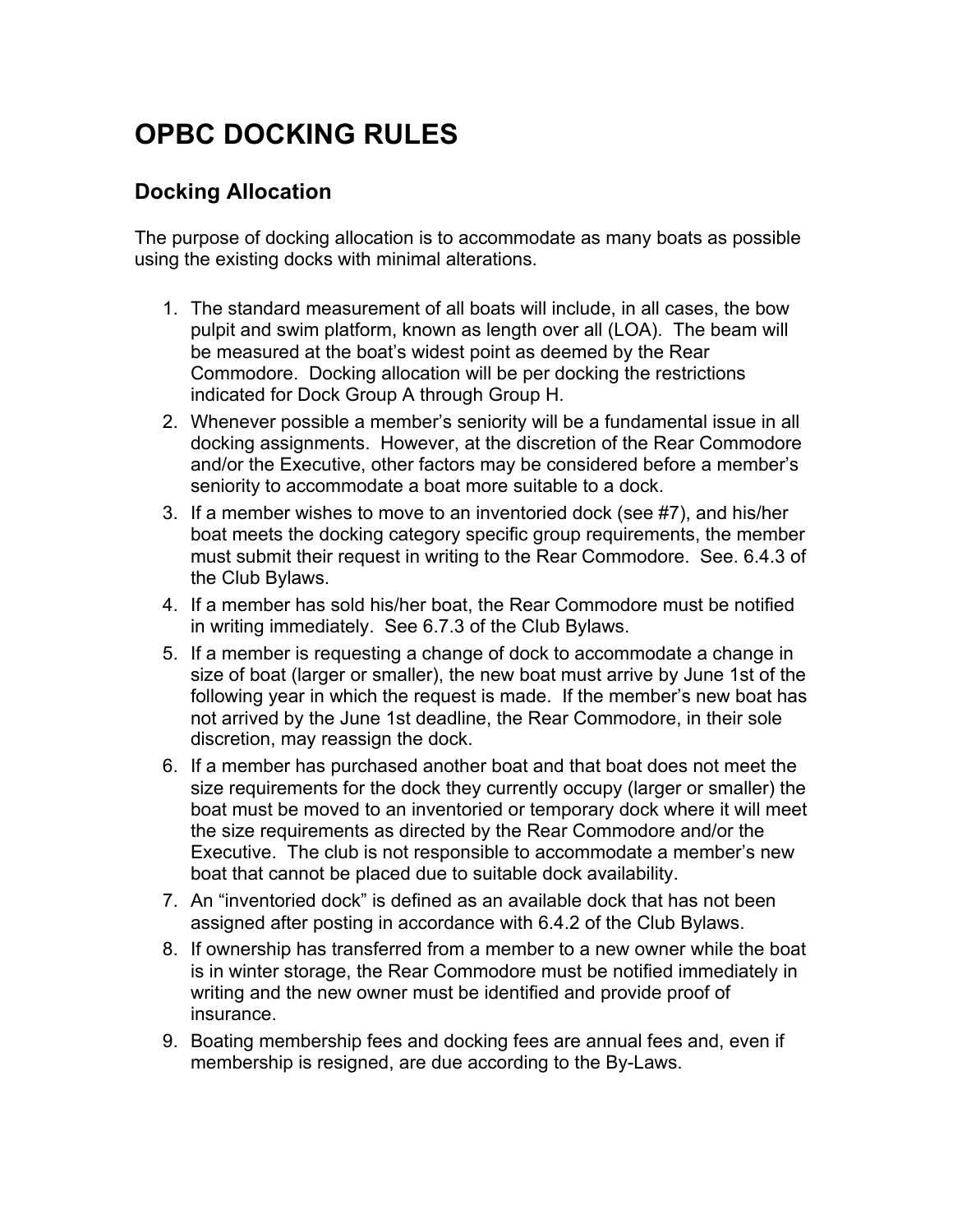# OPBC DOCKING RULES

## Docking Allocation

The purpose of docking allocation is to accommodate as many boats as possible using the existing docks with minimal alterations.

1. The standard measurement of all boats will include, in all cases, the bow pulpit and swim platform, known as length over all (LOA). The beam will be measured at the boat's widest point as deemed by the Rear Commodore. Docking allocation will be per docking the restrictions indicated for Dock Group A through Group H.
2. Whenever possible a member's seniority will be a fundamental issue in all docking assignments. However, at the discretion of the Rear Commodore and/or the Executive, other factors may be considered before a member's seniority to accommodate a boat more suitable to a dock.
3. If a member wishes to move to an inventoried dock (see #7), and his/her boat meets the docking category specific group requirements, the member must submit their request in writing to the Rear Commodore. See. 6.4.3 of the Club Bylaws.
4. If a member has sold his/her boat, the Rear Commodore must be notified in writing immediately. See 6.7.3 of the Club Bylaws.
5. If a member is requesting a change of dock to accommodate a change in size of boat (larger or smaller), the new boat must arrive by June 1st of the following year in which the request is made. If the member's new boat has not arrived by the June 1st deadline, the Rear Commodore, in their sole discretion, may reassign the dock.
6. If a member has purchased another boat and that boat does not meet the size requirements for the dock they currently occupy (larger or smaller) the boat must be moved to an inventoried or temporary dock where it will meet the size requirements as directed by the Rear Commodore and/or the Executive. The club is not responsible to accommodate a member's new boat that cannot be placed due to suitable dock availability.
7. An "inventoried dock" is defined as an available dock that has not been assigned after posting in accordance with 6.4.2 of the Club Bylaws.
8. If ownership has transferred from a member to a new owner while the boat is in winter storage, the Rear Commodore must be notified immediately in writing and the new owner must be identified and provide proof of insurance.
9. Boating membership fees and docking fees are annual fees and, even if membership is resigned, are due according to the By-Laws.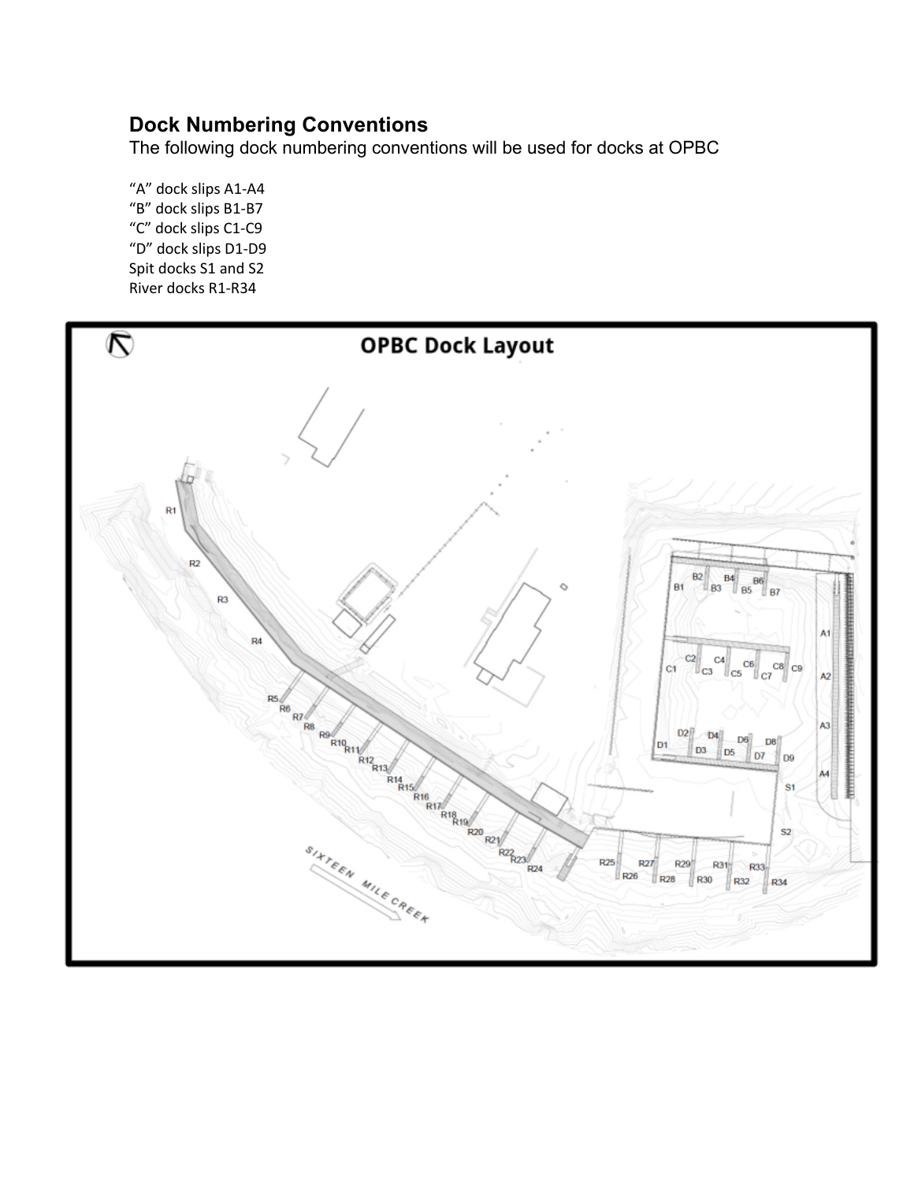## Dock Numbering Conventions

The following dock numbering conventions will be used for docks at OPBC

"A" dock slips A1-A4
"B" dock slips B1-B7
"C" dock slips C1-C9
"D" dock slips D1-D9
Spit docks S1 and S2
River docks R1-R34

**OPBC Dock Layout**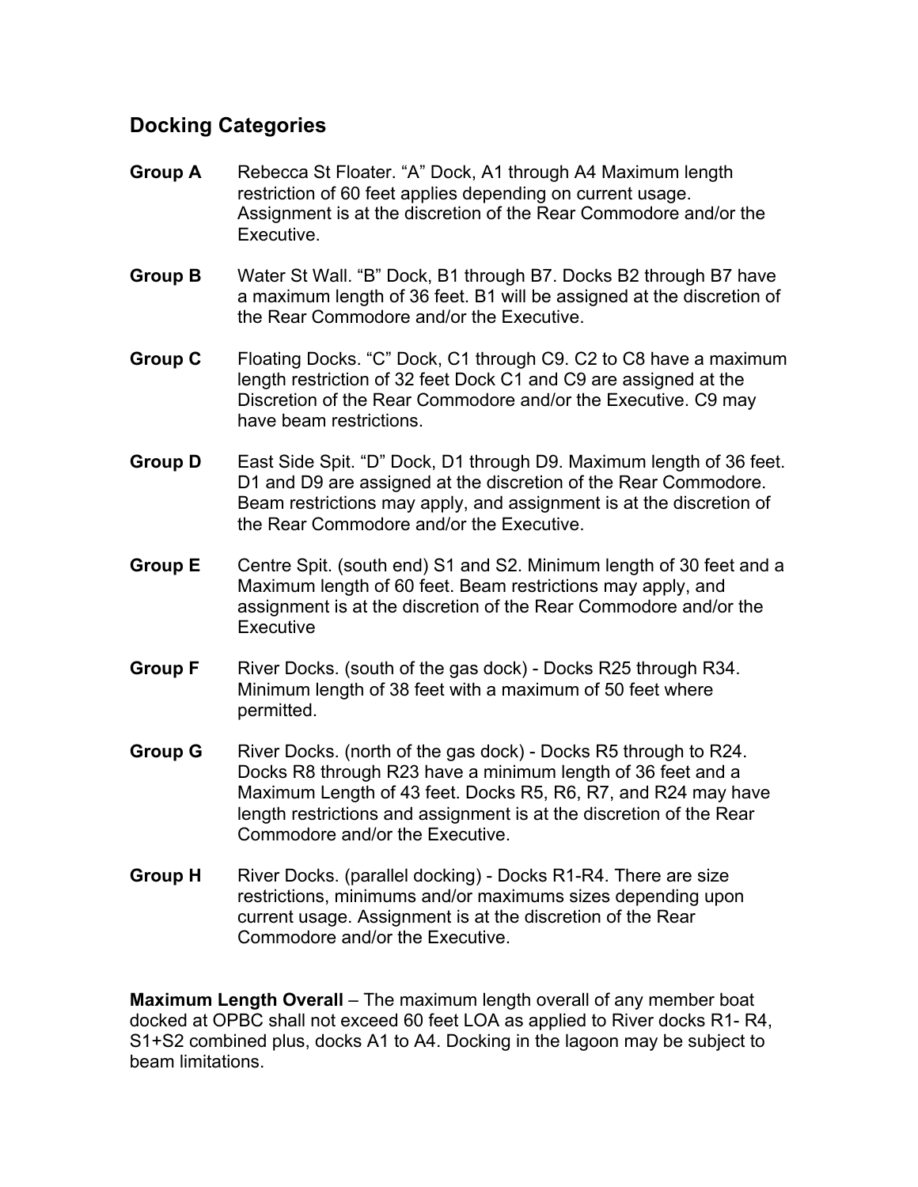## Docking Categories

**Group A** Rebecca St Floater. "A" Dock, A1 through A4 Maximum length restriction of 60 feet applies depending on current usage. Assignment is at the discretion of the Rear Commodore and/or the Executive.

**Group B** Water St Wall. "B" Dock, B1 through B7. Docks B2 through B7 have a maximum length of 36 feet. B1 will be assigned at the discretion of the Rear Commodore and/or the Executive.

**Group C** Floating Docks. "C" Dock, C1 through C9. C2 to C8 have a maximum length restriction of 32 feet Dock C1 and C9 are assigned at the Discretion of the Rear Commodore and/or the Executive. C9 may have beam restrictions.

**Group D** East Side Spit. "D" Dock, D1 through D9. Maximum length of 36 feet. D1 and D9 are assigned at the discretion of the Rear Commodore. Beam restrictions may apply, and assignment is at the discretion of the Rear Commodore and/or the Executive.

**Group E** Centre Spit. (south end) S1 and S2. Minimum length of 30 feet and a Maximum length of 60 feet. Beam restrictions may apply, and assignment is at the discretion of the Rear Commodore and/or the Executive

**Group F** River Docks. (south of the gas dock) - Docks R25 through R34. Minimum length of 38 feet with a maximum of 50 feet where permitted.

**Group G** River Docks. (north of the gas dock) - Docks R5 through to R24. Docks R8 through R23 have a minimum length of 36 feet and a Maximum Length of 43 feet. Docks R5, R6, R7, and R24 may have length restrictions and assignment is at the discretion of the Rear Commodore and/or the Executive.

**Group H** River Docks. (parallel docking) - Docks R1-R4. There are size restrictions, minimums and/or maximums sizes depending upon current usage. Assignment is at the discretion of the Rear Commodore and/or the Executive.

**Maximum Length Overall** – The maximum length overall of any member boat docked at OPBC shall not exceed 60 feet LOA as applied to River docks R1- R4, S1+S2 combined plus, docks A1 to A4. Docking in the lagoon may be subject to beam limitations.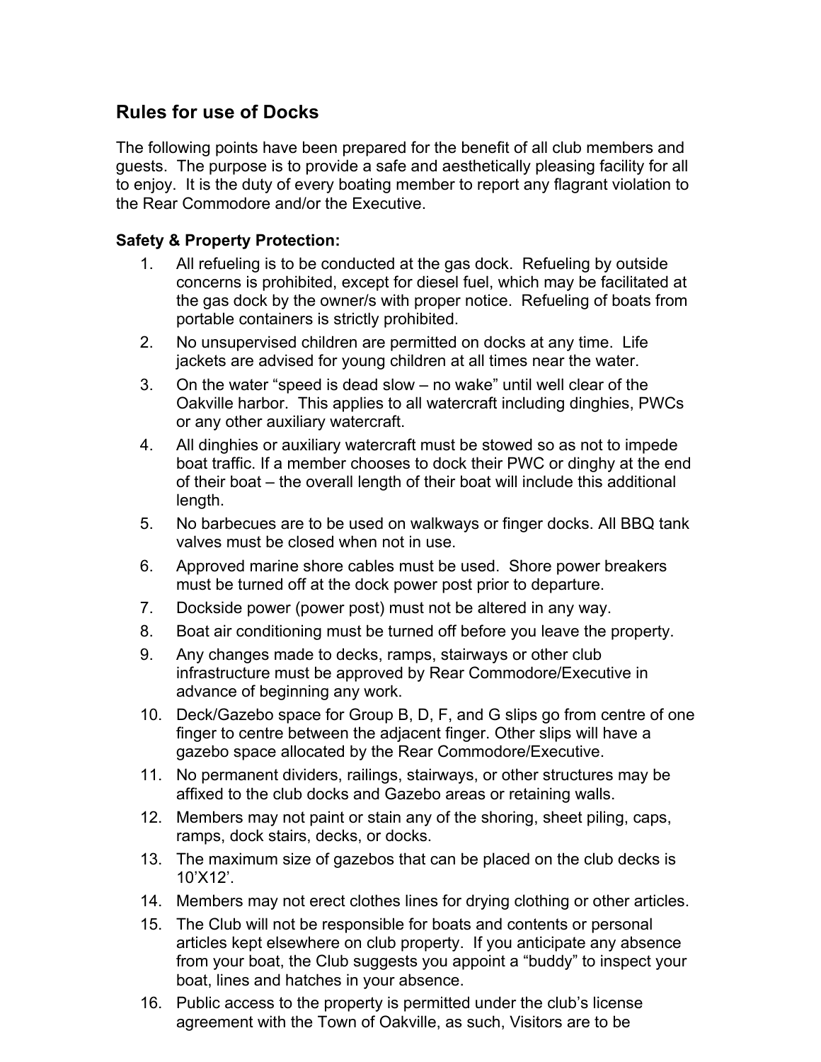## Rules for use of Docks

The following points have been prepared for the benefit of all club members and guests. The purpose is to provide a safe and aesthetically pleasing facility for all to enjoy. It is the duty of every boating member to report any flagrant violation to the Rear Commodore and/or the Executive.

**Safety & Property Protection:**

1. All refueling is to be conducted at the gas dock. Refueling by outside concerns is prohibited, except for diesel fuel, which may be facilitated at the gas dock by the owner/s with proper notice. Refueling of boats from portable containers is strictly prohibited.
2. No unsupervised children are permitted on docks at any time. Life jackets are advised for young children at all times near the water.
3. On the water "speed is dead slow – no wake" until well clear of the Oakville harbor. This applies to all watercraft including dinghies, PWCs or any other auxiliary watercraft.
4. All dinghies or auxiliary watercraft must be stowed so as not to impede boat traffic. If a member chooses to dock their PWC or dinghy at the end of their boat – the overall length of their boat will include this additional length.
5. No barbecues are to be used on walkways or finger docks. All BBQ tank valves must be closed when not in use.
6. Approved marine shore cables must be used. Shore power breakers must be turned off at the dock power post prior to departure.
7. Dockside power (power post) must not be altered in any way.
8. Boat air conditioning must be turned off before you leave the property.
9. Any changes made to decks, ramps, stairways or other club infrastructure must be approved by Rear Commodore/Executive in advance of beginning any work.
10. Deck/Gazebo space for Group B, D, F, and G slips go from centre of one finger to centre between the adjacent finger. Other slips will have a gazebo space allocated by the Rear Commodore/Executive.
11. No permanent dividers, railings, stairways, or other structures may be affixed to the club docks and Gazebo areas or retaining walls.
12. Members may not paint or stain any of the shoring, sheet piling, caps, ramps, dock stairs, decks, or docks.
13. The maximum size of gazebos that can be placed on the club decks is 10'X12'.
14. Members may not erect clothes lines for drying clothing or other articles.
15. The Club will not be responsible for boats and contents or personal articles kept elsewhere on club property. If you anticipate any absence from your boat, the Club suggests you appoint a "buddy" to inspect your boat, lines and hatches in your absence.
16. Public access to the property is permitted under the club's license agreement with the Town of Oakville, as such, Visitors are to be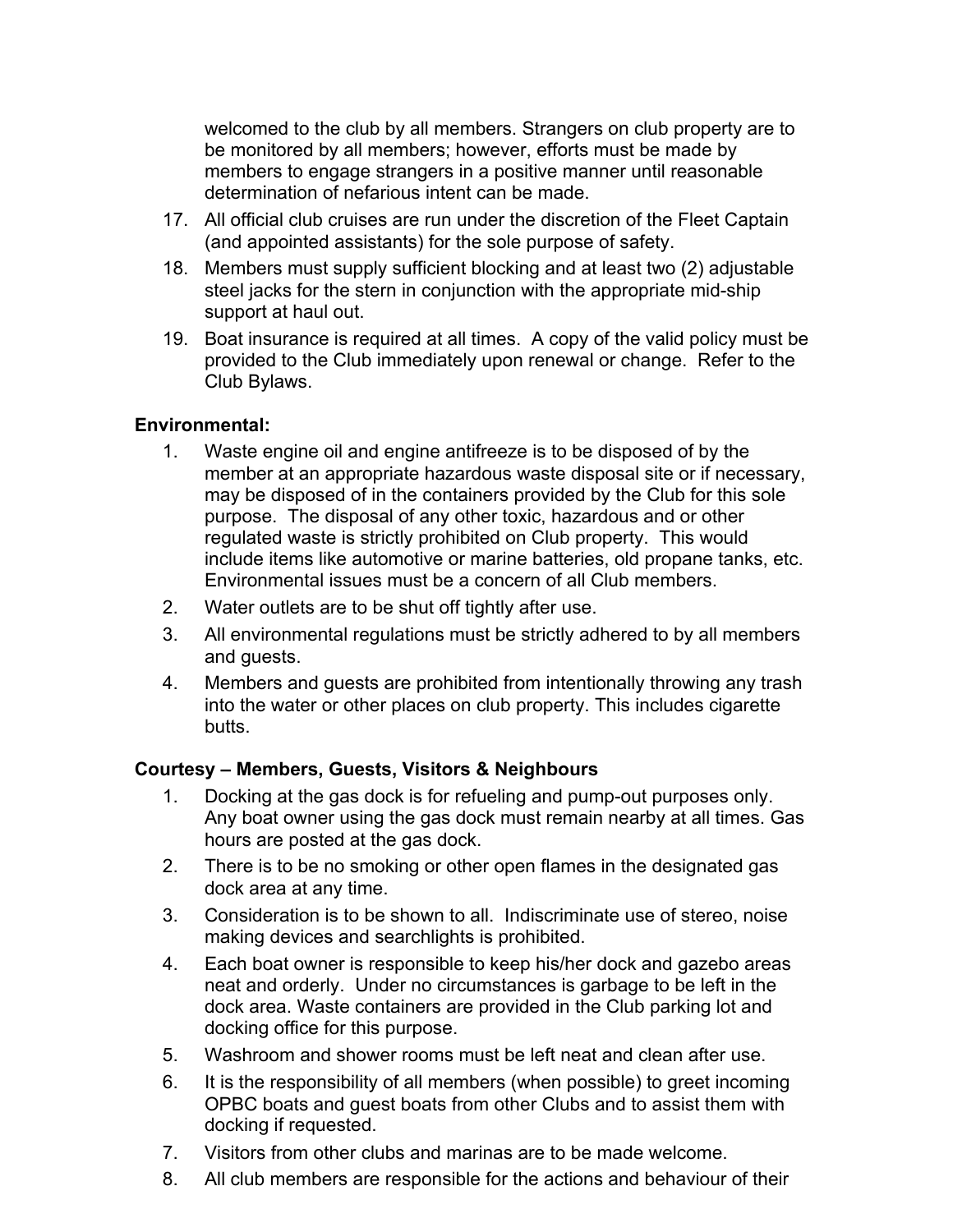welcomed to the club by all members. Strangers on club property are to be monitored by all members; however, efforts must be made by members to engage strangers in a positive manner until reasonable determination of nefarious intent can be made.

17. All official club cruises are run under the discretion of the Fleet Captain (and appointed assistants) for the sole purpose of safety.
18. Members must supply sufficient blocking and at least two (2) adjustable steel jacks for the stern in conjunction with the appropriate mid-ship support at haul out.
19. Boat insurance is required at all times. A copy of the valid policy must be provided to the Club immediately upon renewal or change. Refer to the Club Bylaws.

**Environmental:**

1. Waste engine oil and engine antifreeze is to be disposed of by the member at an appropriate hazardous waste disposal site or if necessary, may be disposed of in the containers provided by the Club for this sole purpose. The disposal of any other toxic, hazardous and or other regulated waste is strictly prohibited on Club property. This would include items like automotive or marine batteries, old propane tanks, etc. Environmental issues must be a concern of all Club members.
2. Water outlets are to be shut off tightly after use.
3. All environmental regulations must be strictly adhered to by all members and guests.
4. Members and guests are prohibited from intentionally throwing any trash into the water or other places on club property. This includes cigarette butts.

**Courtesy – Members, Guests, Visitors & Neighbours**

1. Docking at the gas dock is for refueling and pump-out purposes only. Any boat owner using the gas dock must remain nearby at all times. Gas hours are posted at the gas dock.
2. There is to be no smoking or other open flames in the designated gas dock area at any time.
3. Consideration is to be shown to all. Indiscriminate use of stereo, noise making devices and searchlights is prohibited.
4. Each boat owner is responsible to keep his/her dock and gazebo areas neat and orderly. Under no circumstances is garbage to be left in the dock area. Waste containers are provided in the Club parking lot and docking office for this purpose.
5. Washroom and shower rooms must be left neat and clean after use.
6. It is the responsibility of all members (when possible) to greet incoming OPBC boats and guest boats from other Clubs and to assist them with docking if requested.
7. Visitors from other clubs and marinas are to be made welcome.
8. All club members are responsible for the actions and behaviour of their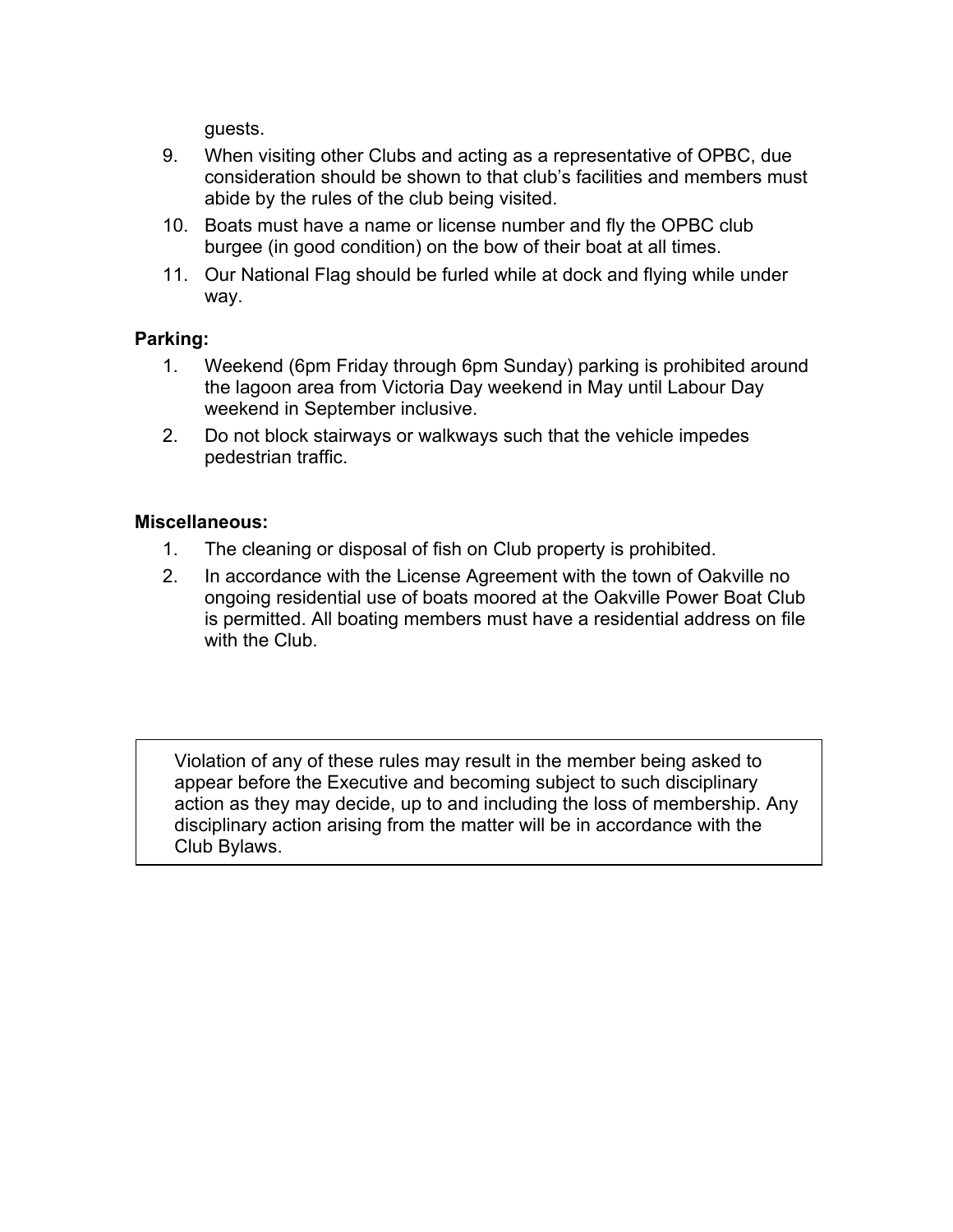guests.

9. When visiting other Clubs and acting as a representative of OPBC, due consideration should be shown to that club's facilities and members must abide by the rules of the club being visited.
10. Boats must have a name or license number and fly the OPBC club burgee (in good condition) on the bow of their boat at all times.
11. Our National Flag should be furled while at dock and flying while under way.

**Parking:**

1. Weekend (6pm Friday through 6pm Sunday) parking is prohibited around the lagoon area from Victoria Day weekend in May until Labour Day weekend in September inclusive.
2. Do not block stairways or walkways such that the vehicle impedes pedestrian traffic.

**Miscellaneous:**

1. The cleaning or disposal of fish on Club property is prohibited.
2. In accordance with the License Agreement with the town of Oakville no ongoing residential use of boats moored at the Oakville Power Boat Club is permitted. All boating members must have a residential address on file with the Club.

Violation of any of these rules may result in the member being asked to appear before the Executive and becoming subject to such disciplinary action as they may decide, up to and including the loss of membership. Any disciplinary action arising from the matter will be in accordance with the Club Bylaws.